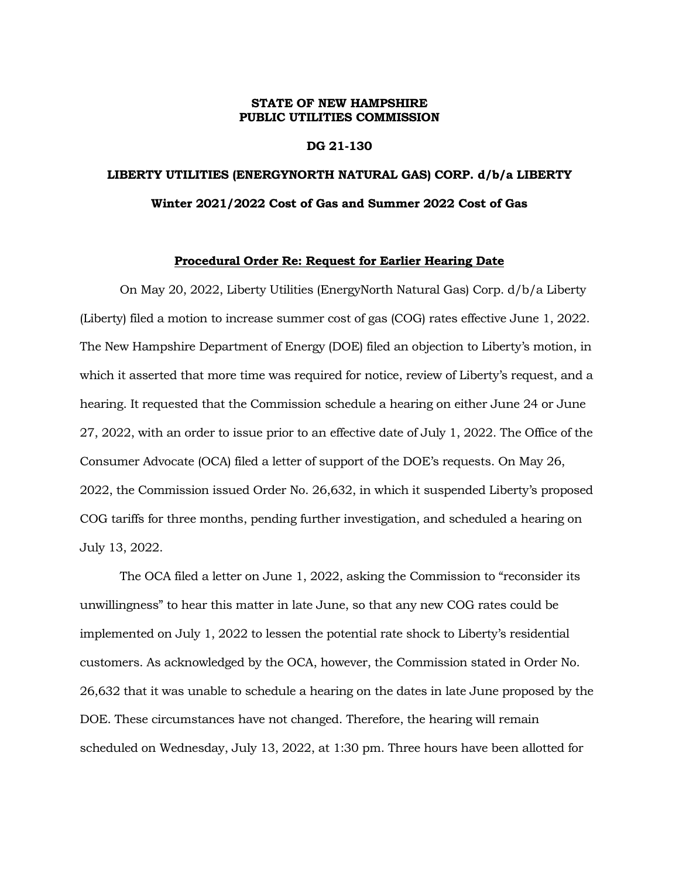**STATE OF NEW HAMPSHIRE**
**PUBLIC UTILITIES COMMISSION**

**DG 21-130**

**LIBERTY UTILITIES (ENERGYNORTH NATURAL GAS) CORP. d/b/a LIBERTY**

**Winter 2021/2022 Cost of Gas and Summer 2022 Cost of Gas**

**<u>Procedural Order Re: Request for Earlier Hearing Date</u>**

On May 20, 2022, Liberty Utilities (EnergyNorth Natural Gas) Corp. d/b/a Liberty (Liberty) filed a motion to increase summer cost of gas (COG) rates effective June 1, 2022. The New Hampshire Department of Energy (DOE) filed an objection to Liberty's motion, in which it asserted that more time was required for notice, review of Liberty's request, and a hearing. It requested that the Commission schedule a hearing on either June 24 or June 27, 2022, with an order to issue prior to an effective date of July 1, 2022. The Office of the Consumer Advocate (OCA) filed a letter of support of the DOE's requests. On May 26, 2022, the Commission issued Order No. 26,632, in which it suspended Liberty's proposed COG tariffs for three months, pending further investigation, and scheduled a hearing on July 13, 2022.

The OCA filed a letter on June 1, 2022, asking the Commission to "reconsider its unwillingness" to hear this matter in late June, so that any new COG rates could be implemented on July 1, 2022 to lessen the potential rate shock to Liberty's residential customers. As acknowledged by the OCA, however, the Commission stated in Order No. 26,632 that it was unable to schedule a hearing on the dates in late June proposed by the DOE. These circumstances have not changed. Therefore, the hearing will remain scheduled on Wednesday, July 13, 2022, at 1:30 pm. Three hours have been allotted for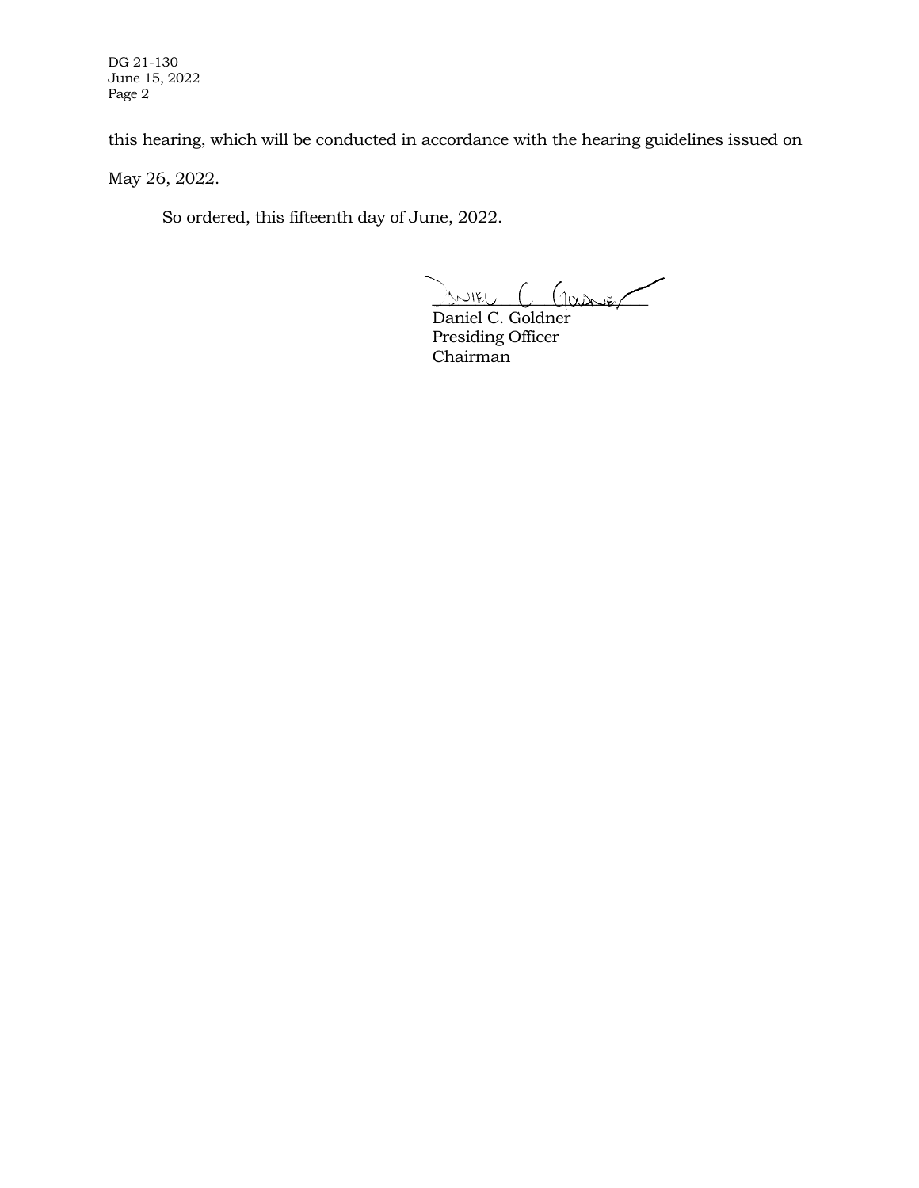this hearing, which will be conducted in accordance with the hearing guidelines issued on May 26, 2022.

So ordered, this fifteenth day of June, 2022.

Daniel C. Goldner
Presiding Officer
Chairman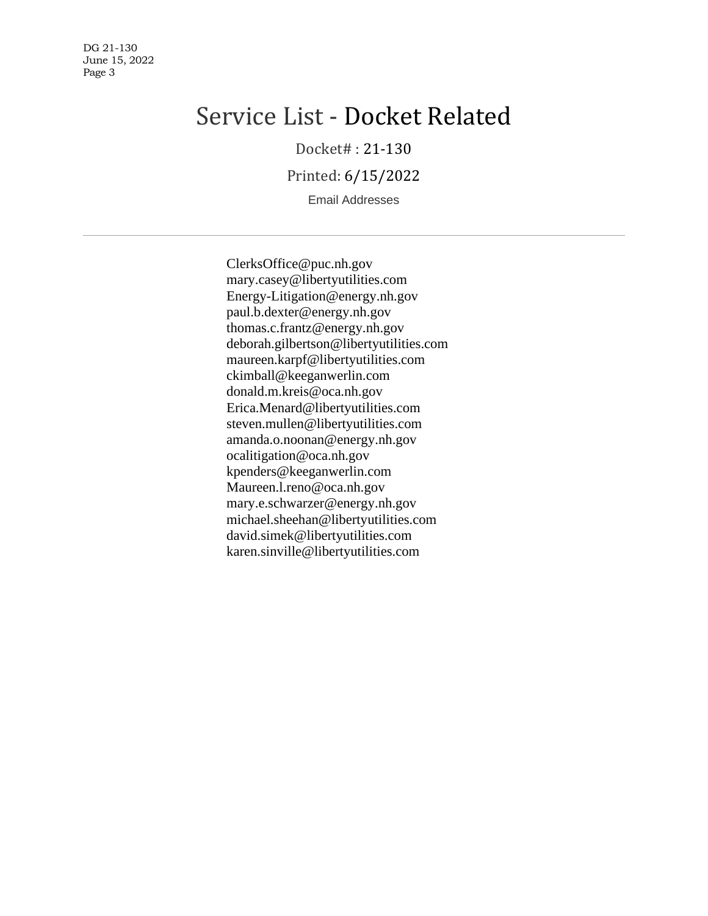# Service List - Docket Related

Docket# : 21-130

Printed: 6/15/2022

Email Addresses

---

ClerksOffice@puc.nh.gov
mary.casey@libertyutilities.com
Energy-Litigation@energy.nh.gov
paul.b.dexter@energy.nh.gov
thomas.c.frantz@energy.nh.gov
deborah.gilbertson@libertyutilities.com
maureen.karpf@libertyutilities.com
ckimball@keeganwerlin.com
donald.m.kreis@oca.nh.gov
Erica.Menard@libertyutilities.com
steven.mullen@libertyutilities.com
amanda.o.noonan@energy.nh.gov
ocalitigation@oca.nh.gov
kpenders@keeganwerlin.com
Maureen.l.reno@oca.nh.gov
mary.e.schwarzer@energy.nh.gov
michael.sheehan@libertyutilities.com
david.simek@libertyutilities.com
karen.sinville@libertyutilities.com